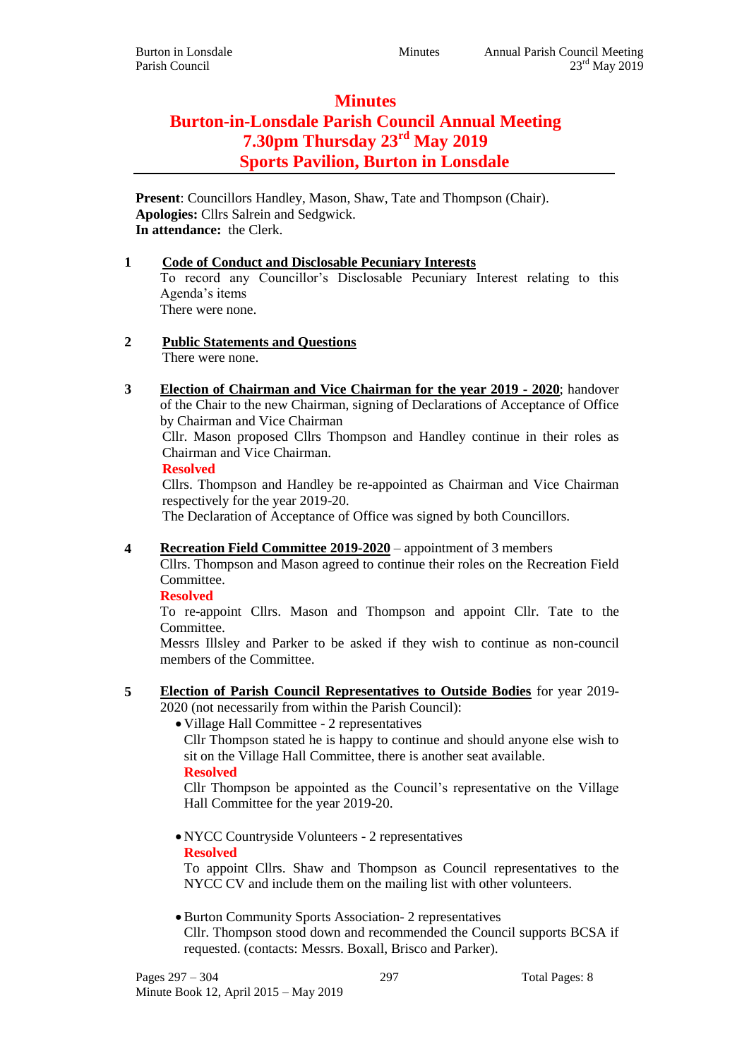# Minutes
# Burton-in-Lonsdale Parish Council Annual Meeting
# 7.30pm Thursday 23rd May 2019
# Sports Pavilion, Burton in Lonsdale

**Present**: Councillors Handley, Mason, Shaw, Tate and Thompson (Chair).
**Apologies:** Cllrs Salrein and Sedgwick.
**In attendance:** the Clerk.

**1 Code of Conduct and Disclosable Pecuniary Interests**

To record any Councillor's Disclosable Pecuniary Interest relating to this Agenda's items

There were none.

**2 Public Statements and Questions**

There were none.

**3 Election of Chairman and Vice Chairman for the year 2019 - 2020**; handover of the Chair to the new Chairman, signing of Declarations of Acceptance of Office by Chairman and Vice Chairman

Cllr. Mason proposed Cllrs Thompson and Handley continue in their roles as Chairman and Vice Chairman.

**Resolved**

Cllrs. Thompson and Handley be re-appointed as Chairman and Vice Chairman respectively for the year 2019-20.

The Declaration of Acceptance of Office was signed by both Councillors.

**4 Recreation Field Committee 2019-2020** – appointment of 3 members

Cllrs. Thompson and Mason agreed to continue their roles on the Recreation Field Committee.

**Resolved**

To re-appoint Cllrs. Mason and Thompson and appoint Cllr. Tate to the Committee.

Messrs Illsley and Parker to be asked if they wish to continue as non-council members of the Committee.

**5 Election of Parish Council Representatives to Outside Bodies** for year 2019-2020 (not necessarily from within the Parish Council):

- Village Hall Committee - 2 representatives

  Cllr Thompson stated he is happy to continue and should anyone else wish to sit on the Village Hall Committee, there is another seat available.

  **Resolved**

  Cllr Thompson be appointed as the Council's representative on the Village Hall Committee for the year 2019-20.

- NYCC Countryside Volunteers - 2 representatives

  **Resolved**

  To appoint Cllrs. Shaw and Thompson as Council representatives to the NYCC CV and include them on the mailing list with other volunteers.

- Burton Community Sports Association- 2 representatives

  Cllr. Thompson stood down and recommended the Council supports BCSA if requested. (contacts: Messrs. Boxall, Brisco and Parker).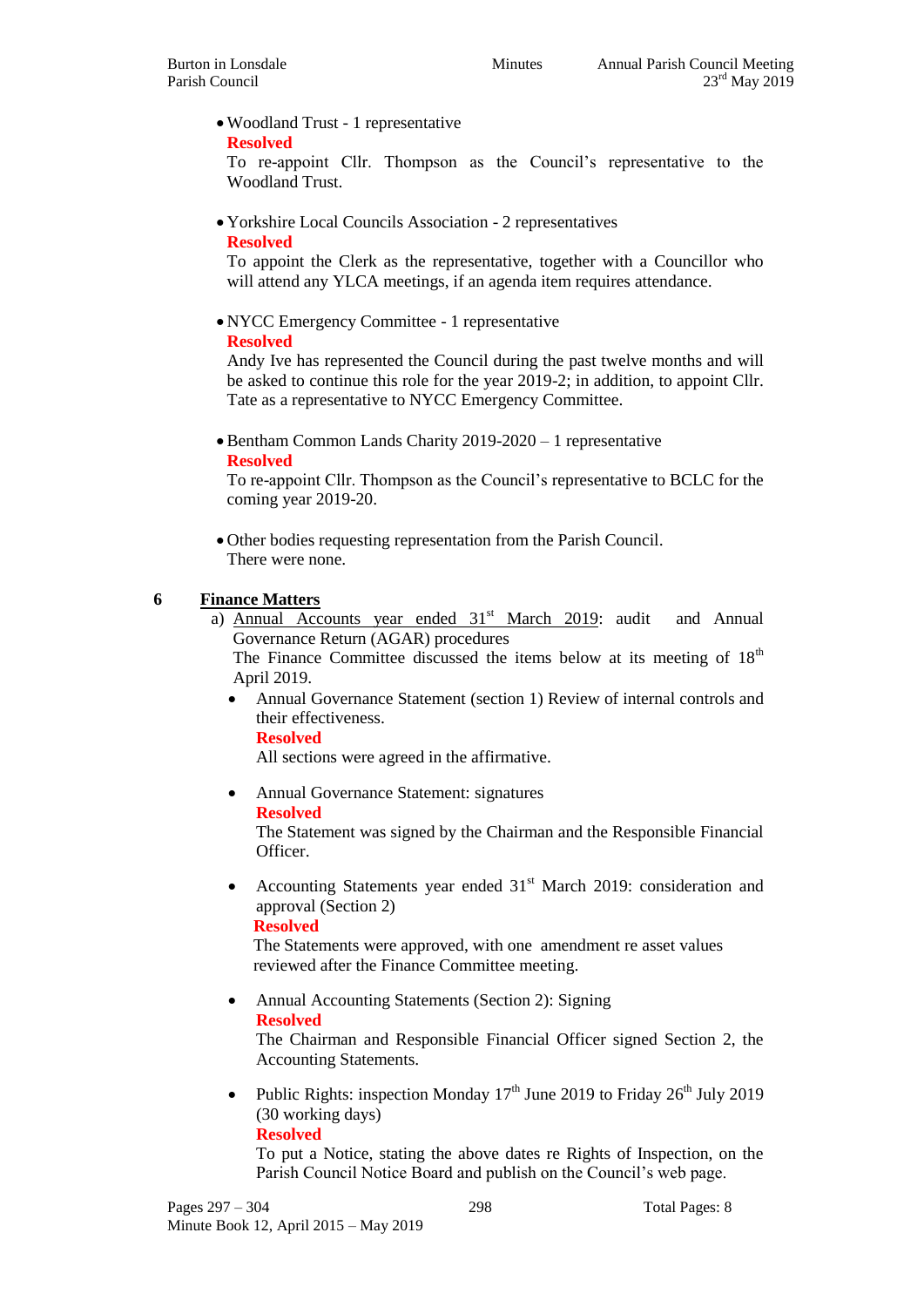- Woodland Trust - 1 representative

  **Resolved**

  To re-appoint Cllr. Thompson as the Council's representative to the Woodland Trust.

- Yorkshire Local Councils Association - 2 representatives

  **Resolved**

  To appoint the Clerk as the representative, together with a Councillor who will attend any YLCA meetings, if an agenda item requires attendance.

- NYCC Emergency Committee - 1 representative

  **Resolved**

  Andy Ive has represented the Council during the past twelve months and will be asked to continue this role for the year 2019-2; in addition, to appoint Cllr. Tate as a representative to NYCC Emergency Committee.

- Bentham Common Lands Charity 2019-2020 – 1 representative

  **Resolved**

  To re-appoint Cllr. Thompson as the Council's representative to BCLC for the coming year 2019-20.

- Other bodies requesting representation from the Parish Council.

  There were none.

## 6 Finance Matters

a) Annual Accounts year ended 31st March 2019: audit and Annual Governance Return (AGAR) procedures

The Finance Committee discussed the items below at its meeting of 18th April 2019.

- Annual Governance Statement (section 1) Review of internal controls and their effectiveness.

  **Resolved**

  All sections were agreed in the affirmative.

- Annual Governance Statement: signatures

  **Resolved**

  The Statement was signed by the Chairman and the Responsible Financial Officer.

- Accounting Statements year ended 31st March 2019: consideration and approval (Section 2)

  **Resolved**

  The Statements were approved, with one amendment re asset values reviewed after the Finance Committee meeting.

- Annual Accounting Statements (Section 2): Signing

  **Resolved**

  The Chairman and Responsible Financial Officer signed Section 2, the Accounting Statements.

- Public Rights: inspection Monday 17th June 2019 to Friday 26th July 2019 (30 working days)

  **Resolved**

  To put a Notice, stating the above dates re Rights of Inspection, on the Parish Council Notice Board and publish on the Council's web page.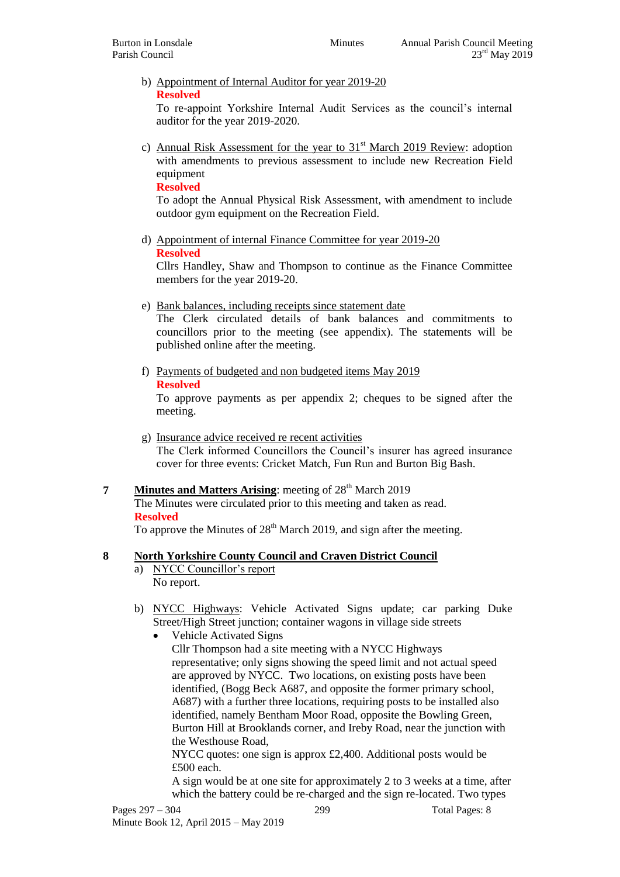b) Appointment of Internal Auditor for year 2019-20
**Resolved**
To re-appoint Yorkshire Internal Audit Services as the council's internal auditor for the year 2019-2020.

c) Annual Risk Assessment for the year to 31st March 2019 Review: adoption with amendments to previous assessment to include new Recreation Field equipment
**Resolved**
To adopt the Annual Physical Risk Assessment, with amendment to include outdoor gym equipment on the Recreation Field.

d) Appointment of internal Finance Committee for year 2019-20
**Resolved**
Cllrs Handley, Shaw and Thompson to continue as the Finance Committee members for the year 2019-20.

e) Bank balances, including receipts since statement date
The Clerk circulated details of bank balances and commitments to councillors prior to the meeting (see appendix). The statements will be published online after the meeting.

f) Payments of budgeted and non budgeted items May 2019
**Resolved**
To approve payments as per appendix 2; cheques to be signed after the meeting.

g) Insurance advice received re recent activities
The Clerk informed Councillors the Council's insurer has agreed insurance cover for three events: Cricket Match, Fun Run and Burton Big Bash.

**7** **Minutes and Matters Arising**: meeting of 28th March 2019
The Minutes were circulated prior to this meeting and taken as read.
**Resolved**
To approve the Minutes of 28th March 2019, and sign after the meeting.

**8** **North Yorkshire County Council and Craven District Council**

a) NYCC Councillor's report
No report.

b) NYCC Highways: Vehicle Activated Signs update; car parking Duke Street/High Street junction; container wagons in village side streets

- Vehicle Activated Signs
Cllr Thompson had a site meeting with a NYCC Highways representative; only signs showing the speed limit and not actual speed are approved by NYCC. Two locations, on existing posts have been identified, (Bogg Beck A687, and opposite the former primary school, A687) with a further three locations, requiring posts to be installed also identified, namely Bentham Moor Road, opposite the Bowling Green, Burton Hill at Brooklands corner, and Ireby Road, near the junction with the Westhouse Road,
NYCC quotes: one sign is approx £2,400. Additional posts would be £500 each.
A sign would be at one site for approximately 2 to 3 weeks at a time, after which the battery could be re-charged and the sign re-located. Two types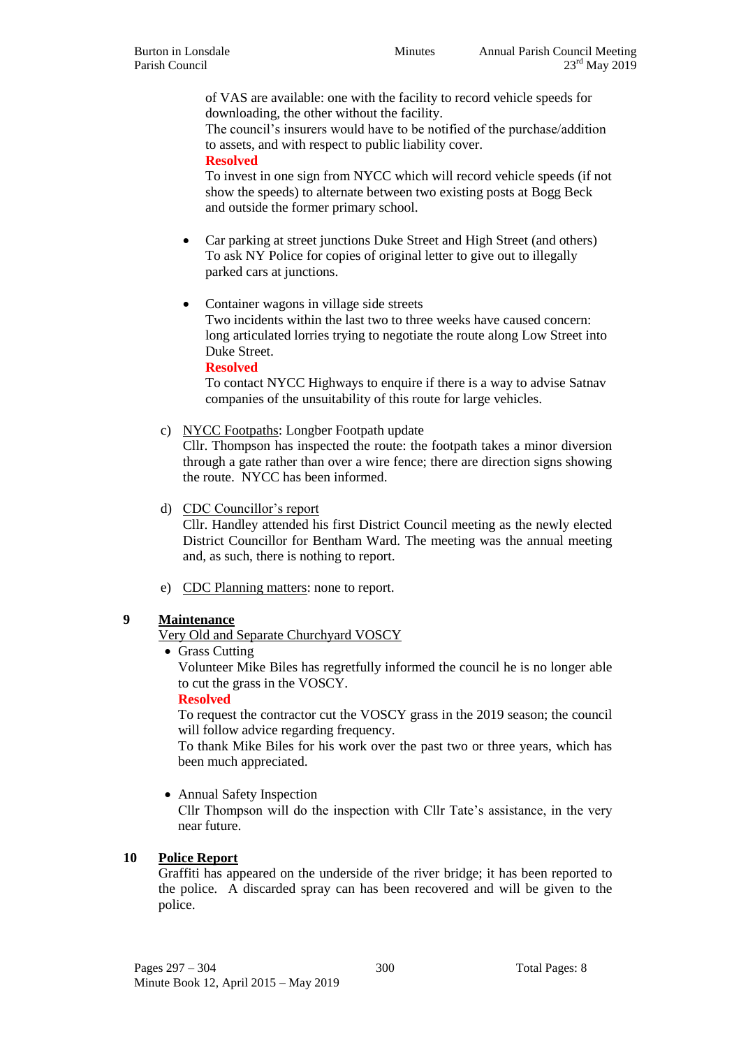of VAS are available: one with the facility to record vehicle speeds for downloading, the other without the facility.
The council's insurers would have to be notified of the purchase/addition to assets, and with respect to public liability cover.

**Resolved**

To invest in one sign from NYCC which will record vehicle speeds (if not show the speeds) to alternate between two existing posts at Bogg Beck and outside the former primary school.

- Car parking at street junctions Duke Street and High Street (and others)
  To ask NY Police for copies of original letter to give out to illegally parked cars at junctions.

- Container wagons in village side streets
  Two incidents within the last two to three weeks have caused concern: long articulated lorries trying to negotiate the route along Low Street into Duke Street.

  **Resolved**

  To contact NYCC Highways to enquire if there is a way to advise Satnav companies of the unsuitability of this route for large vehicles.

c) NYCC Footpaths: Longber Footpath update
Cllr. Thompson has inspected the route: the footpath takes a minor diversion through a gate rather than over a wire fence; there are direction signs showing the route. NYCC has been informed.

d) CDC Councillor's report
Cllr. Handley attended his first District Council meeting as the newly elected District Councillor for Bentham Ward. The meeting was the annual meeting and, as such, there is nothing to report.

e) CDC Planning matters: none to report.

## 9 Maintenance

Very Old and Separate Churchyard VOSCY

- Grass Cutting
  Volunteer Mike Biles has regretfully informed the council he is no longer able to cut the grass in the VOSCY.

  **Resolved**

  To request the contractor cut the VOSCY grass in the 2019 season; the council will follow advice regarding frequency.
  To thank Mike Biles for his work over the past two or three years, which has been much appreciated.

- Annual Safety Inspection
  Cllr Thompson will do the inspection with Cllr Tate's assistance, in the very near future.

## 10 Police Report

Graffiti has appeared on the underside of the river bridge; it has been reported to the police. A discarded spray can has been recovered and will be given to the police.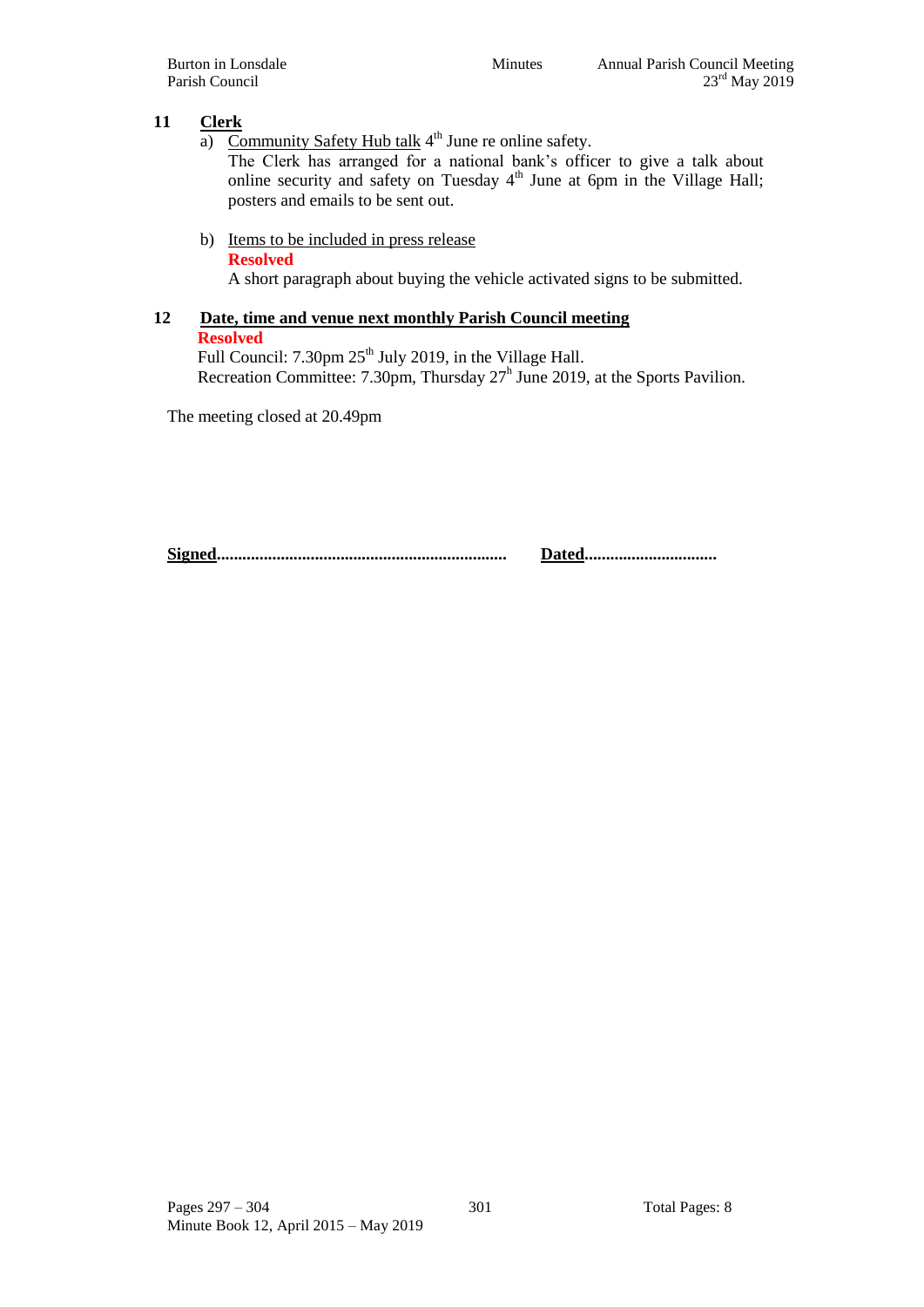## 11 Clerk

a) Community Safety Hub talk 4th June re online safety.

The Clerk has arranged for a national bank's officer to give a talk about online security and safety on Tuesday 4th June at 6pm in the Village Hall; posters and emails to be sent out.

b) Items to be included in press release

**Resolved**

A short paragraph about buying the vehicle activated signs to be submitted.

## 12 Date, time and venue next monthly Parish Council meeting

**Resolved**

Full Council: 7.30pm 25th July 2019, in the Village Hall.

Recreation Committee: 7.30pm, Thursday 27h June 2019, at the Sports Pavilion.

The meeting closed at 20.49pm

**Signed**................................................................... **Dated**..............................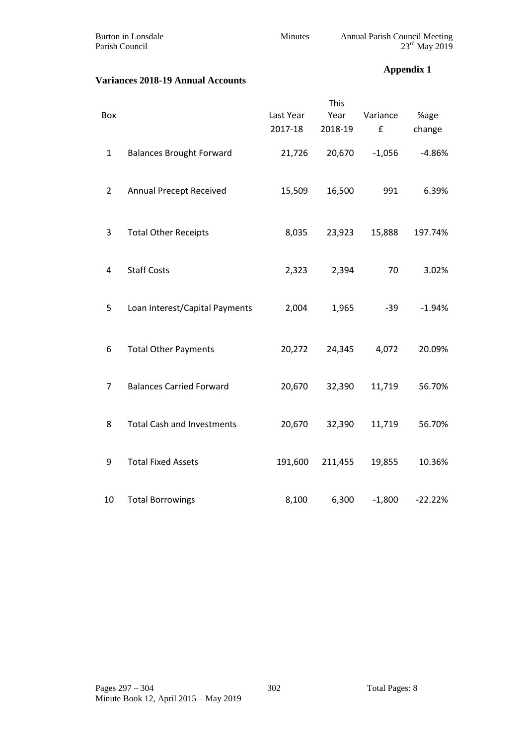**Appendix 1**

**Variances 2018-19 Annual Accounts**

| Box | | Last Year 2017-18 | This Year 2018-19 | Variance £ | %age change |
|---|---|---|---|---|---|
| 1 | Balances Brought Forward | 21,726 | 20,670 | -1,056 | -4.86% |
| 2 | Annual Precept Received | 15,509 | 16,500 | 991 | 6.39% |
| 3 | Total Other Receipts | 8,035 | 23,923 | 15,888 | 197.74% |
| 4 | Staff Costs | 2,323 | 2,394 | 70 | 3.02% |
| 5 | Loan Interest/Capital Payments | 2,004 | 1,965 | -39 | -1.94% |
| 6 | Total Other Payments | 20,272 | 24,345 | 4,072 | 20.09% |
| 7 | Balances Carried Forward | 20,670 | 32,390 | 11,719 | 56.70% |
| 8 | Total Cash and Investments | 20,670 | 32,390 | 11,719 | 56.70% |
| 9 | Total Fixed Assets | 191,600 | 211,455 | 19,855 | 10.36% |
| 10 | Total Borrowings | 8,100 | 6,300 | -1,800 | -22.22% |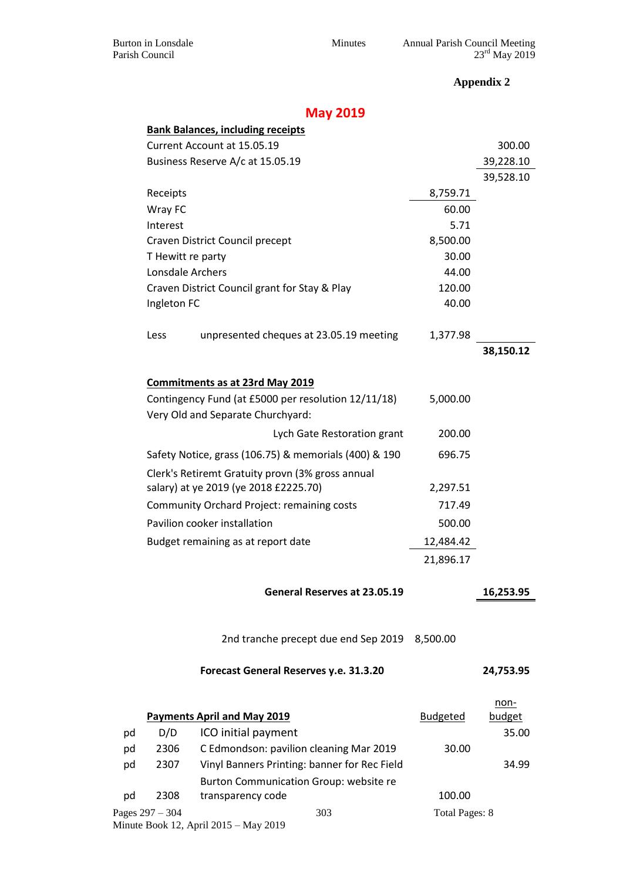**Appendix 2**

## May 2019

| **Bank Balances, including receipts** | | | |
|---|---|---|---|
| Current Account at 15.05.19 | | | 300.00 |
| Business Reserve A/c at 15.05.19 | | | 39,228.10 |
| | | | 39,528.10 |
| Receipts | | 8,759.71 | |
| Wray FC | | 60.00 | |
| Interest | | 5.71 | |
| Craven District Council precept | | 8,500.00 | |
| T Hewitt re party | | 30.00 | |
| Lonsdale Archers | | 44.00 | |
| Craven District Council grant for Stay & Play | | 120.00 | |
| Ingleton FC | | 40.00 | |
| Less | unpresented cheques at 23.05.19 meeting | 1,377.98 | |
| | | | **38,150.12** |

| **Commitments as at 23rd May 2019** | | |
|---|---|---|
| Contingency Fund (at £5000 per resolution 12/11/18) | 5,000.00 | |
| Very Old and Separate Churchyard: | | |
| Lych Gate Restoration grant | 200.00 | |
| Safety Notice, grass (106.75) & memorials (400) & 190 | 696.75 | |
| Clerk's Retiremt Gratuity provn (3% gross annual salary) at ye 2019 (ye 2018 £2225.70) | 2,297.51 | |
| Community Orchard Project: remaining costs | 717.49 | |
| Pavilion cooker installation | 500.00 | |
| Budget remaining as at report date | 12,484.42 | |
| | 21,896.17 | |
| **General Reserves at 23.05.19** | | **16,253.95** |
| 2nd tranche precept due end Sep 2019 | 8,500.00 | |
| **Forecast General Reserves y.e. 31.3.20** | | **24,753.95** |

| | | **Payments April and May 2019** | Budgeted | non-budget |
|---|---|---|---|---|
| pd | D/D | ICO initial payment | | 35.00 |
| pd | 2306 | C Edmondson: pavilion cleaning Mar 2019 | 30.00 | |
| pd | 2307 | Vinyl Banners Printing: banner for Rec Field | | 34.99 |
| pd | 2308 | Burton Communication Group: website re transparency code | 100.00 | |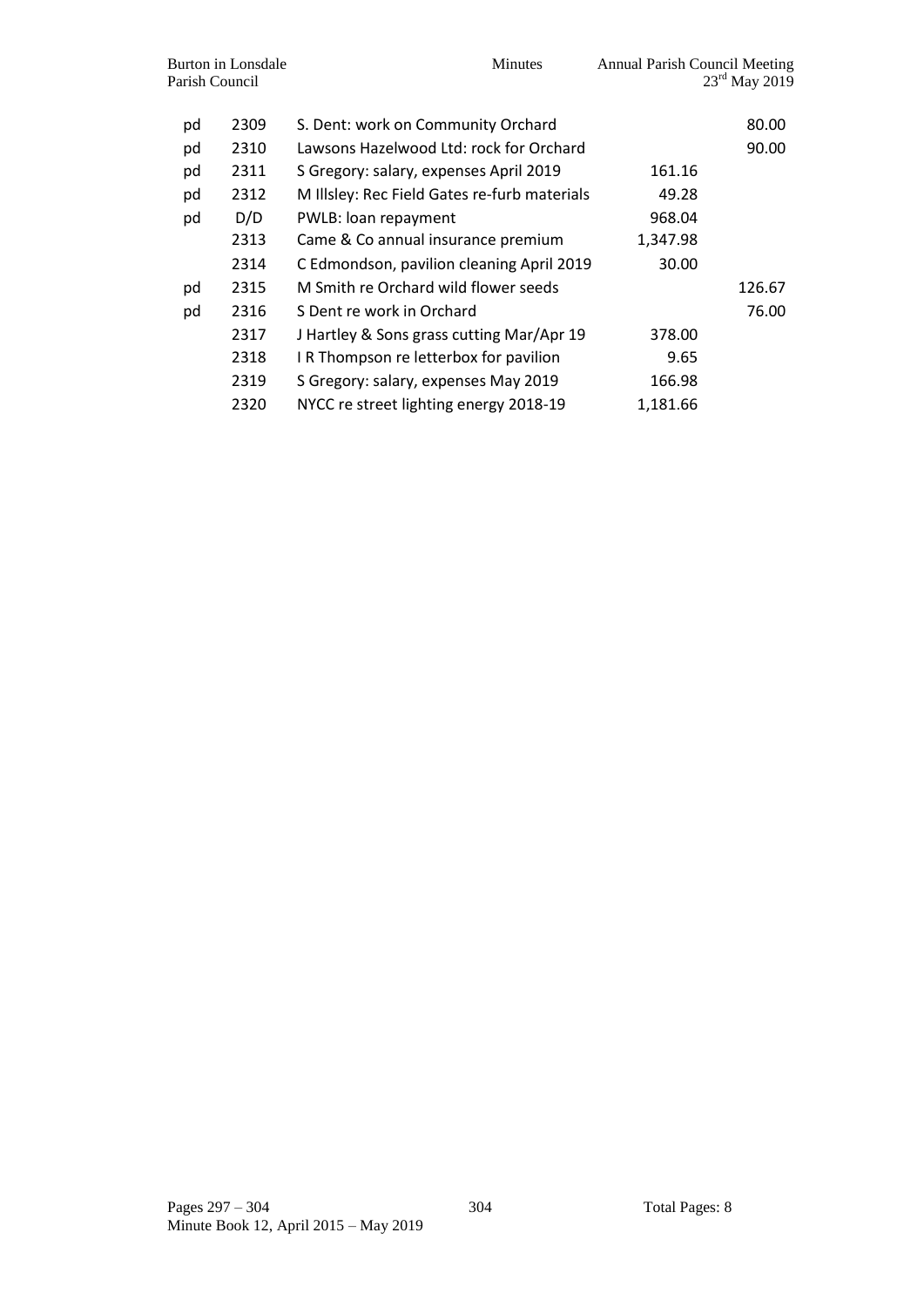| | | | | |
|---|---|---|---|---|
| pd | 2309 | S. Dent: work on Community Orchard | | 80.00 |
| pd | 2310 | Lawsons Hazelwood Ltd: rock for Orchard | | 90.00 |
| pd | 2311 | S Gregory: salary, expenses April 2019 | 161.16 | |
| pd | 2312 | M Illsley: Rec Field Gates re-furb materials | 49.28 | |
| pd | D/D | PWLB: loan repayment | 968.04 | |
| | 2313 | Came & Co annual insurance premium | 1,347.98 | |
| | 2314 | C Edmondson, pavilion cleaning April 2019 | 30.00 | |
| pd | 2315 | M Smith re Orchard wild flower seeds | | 126.67 |
| pd | 2316 | S Dent re work in Orchard | | 76.00 |
| | 2317 | J Hartley & Sons grass cutting Mar/Apr 19 | 378.00 | |
| | 2318 | I R Thompson re letterbox for pavilion | 9.65 | |
| | 2319 | S Gregory: salary, expenses May 2019 | 166.98 | |
| | 2320 | NYCC re street lighting energy 2018-19 | 1,181.66 | |